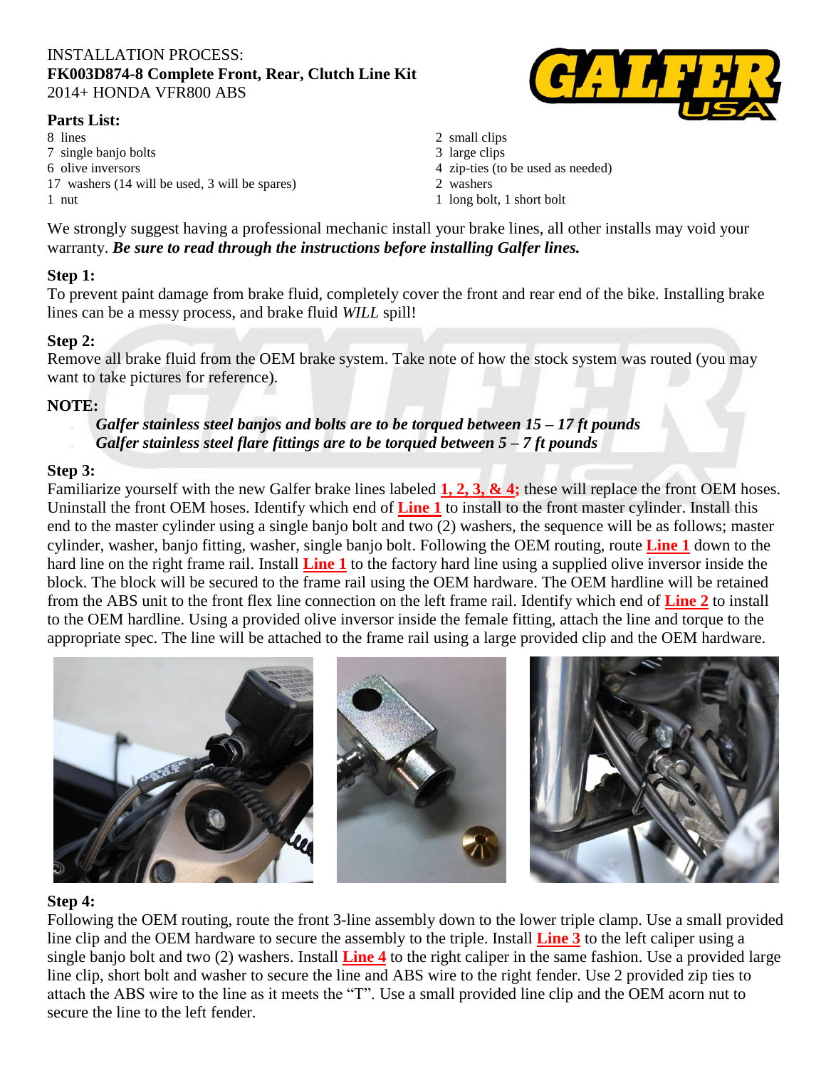INSTALLATION PROCESS:
**FK003D874-8 Complete Front, Rear, Clutch Line Kit**
2014+ HONDA VFR800 ABS

**Parts List:**

- 8 lines
- 7 single banjo bolts
- 6 olive inversors
- 17 washers (14 will be used, 3 will be spares)
- 1 nut
- 2 small clips
- 3 large clips
- 4 zip-ties (to be used as needed)
- 2 washers
- 1 long bolt, 1 short bolt

We strongly suggest having a professional mechanic install your brake lines, all other installs may void your warranty. ***Be sure to read through the instructions before installing Galfer lines.***

**Step 1:**
To prevent paint damage from brake fluid, completely cover the front and rear end of the bike. Installing brake lines can be a messy process, and brake fluid *WILL* spill!

**Step 2:**
Remove all brake fluid from the OEM brake system. Take note of how the stock system was routed (you may want to take pictures for reference).

**NOTE:**

- ***Galfer stainless steel banjos and bolts are to be torqued between 15 – 17 ft pounds***
- ***Galfer stainless steel flare fittings are to be torqued between 5 – 7 ft pounds***

**Step 3:**
Familiarize yourself with the new Galfer brake lines labeled **1, 2, 3, & 4;** these will replace the front OEM hoses. Uninstall the front OEM hoses. Identify which end of **Line 1** to install to the front master cylinder. Install this end to the master cylinder using a single banjo bolt and two (2) washers, the sequence will be as follows; master cylinder, washer, banjo fitting, washer, single banjo bolt. Following the OEM routing, route **Line 1** down to the hard line on the right frame rail. Install **Line 1** to the factory hard line using a supplied olive inversor inside the block. The block will be secured to the frame rail using the OEM hardware. The OEM hardline will be retained from the ABS unit to the front flex line connection on the left frame rail. Identify which end of **Line 2** to install to the OEM hardline. Using a provided olive inversor inside the female fitting, attach the line and torque to the appropriate spec. The line will be attached to the frame rail using a large provided clip and the OEM hardware.

**Step 4:**
Following the OEM routing, route the front 3-line assembly down to the lower triple clamp. Use a small provided line clip and the OEM hardware to secure the assembly to the triple. Install **Line 3** to the left caliper using a single banjo bolt and two (2) washers. Install **Line 4** to the right caliper in the same fashion. Use a provided large line clip, short bolt and washer to secure the line and ABS wire to the right fender. Use 2 provided zip ties to attach the ABS wire to the line as it meets the "T". Use a small provided line clip and the OEM acorn nut to secure the line to the left fender.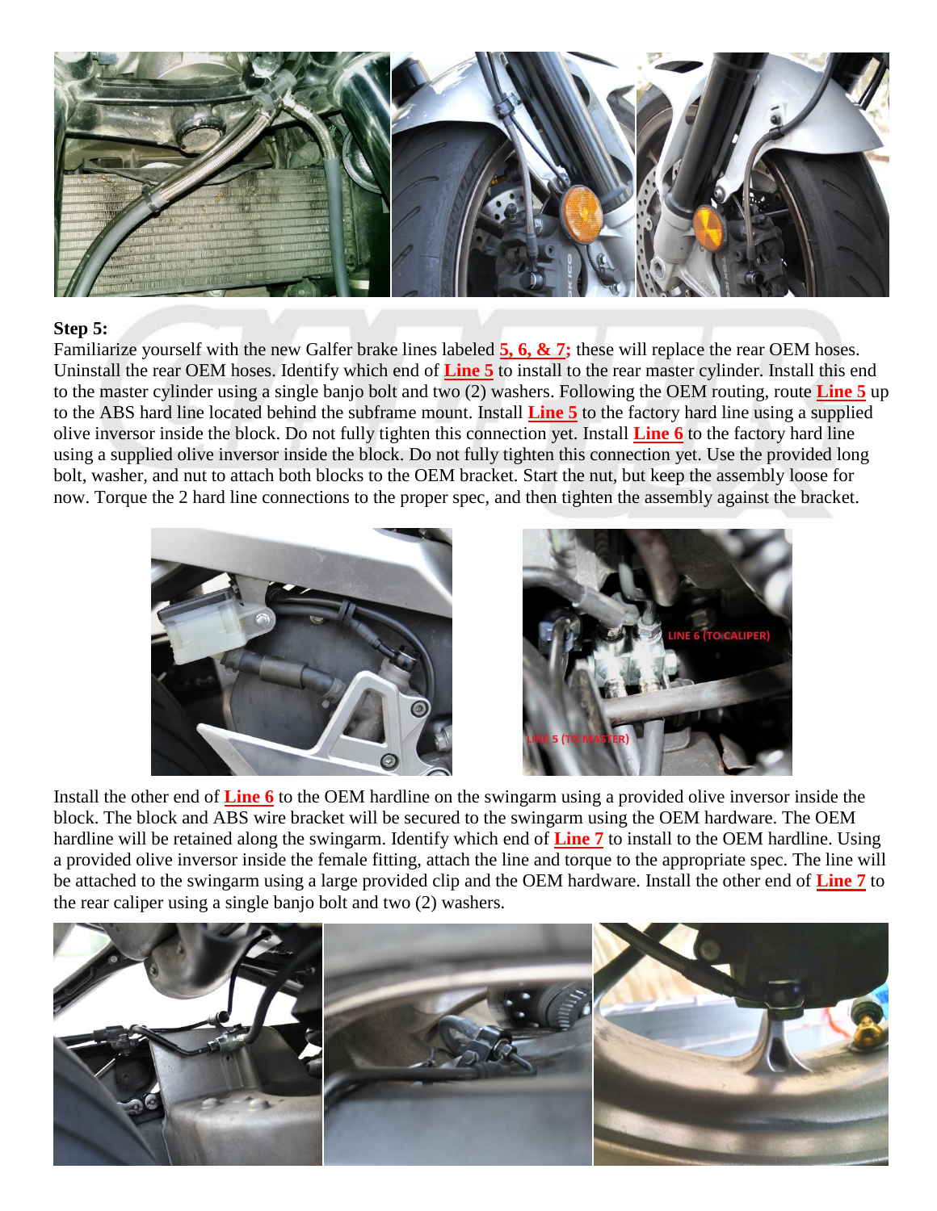**Step 5:**

Familiarize yourself with the new Galfer brake lines labeled **5, 6, & 7;** these will replace the rear OEM hoses. Uninstall the rear OEM hoses. Identify which end of **Line 5** to install to the rear master cylinder. Install this end to the master cylinder using a single banjo bolt and two (2) washers. Following the OEM routing, route **Line 5** up to the ABS hard line located behind the subframe mount. Install **Line 5** to the factory hard line using a supplied olive inversor inside the block. Do not fully tighten this connection yet. Install **Line 6** to the factory hard line using a supplied olive inversor inside the block. Do not fully tighten this connection yet. Use the provided long bolt, washer, and nut to attach both blocks to the OEM bracket. Start the nut, but keep the assembly loose for now. Torque the 2 hard line connections to the proper spec, and then tighten the assembly against the bracket.

Install the other end of **Line 6** to the OEM hardline on the swingarm using a provided olive inversor inside the block. The block and ABS wire bracket will be secured to the swingarm using the OEM hardware. The OEM hardline will be retained along the swingarm. Identify which end of **Line 7** to install to the OEM hardline. Using a provided olive inversor inside the female fitting, attach the line and torque to the appropriate spec. The line will be attached to the swingarm using a large provided clip and the OEM hardware. Install the other end of **Line 7** to the rear caliper using a single banjo bolt and two (2) washers.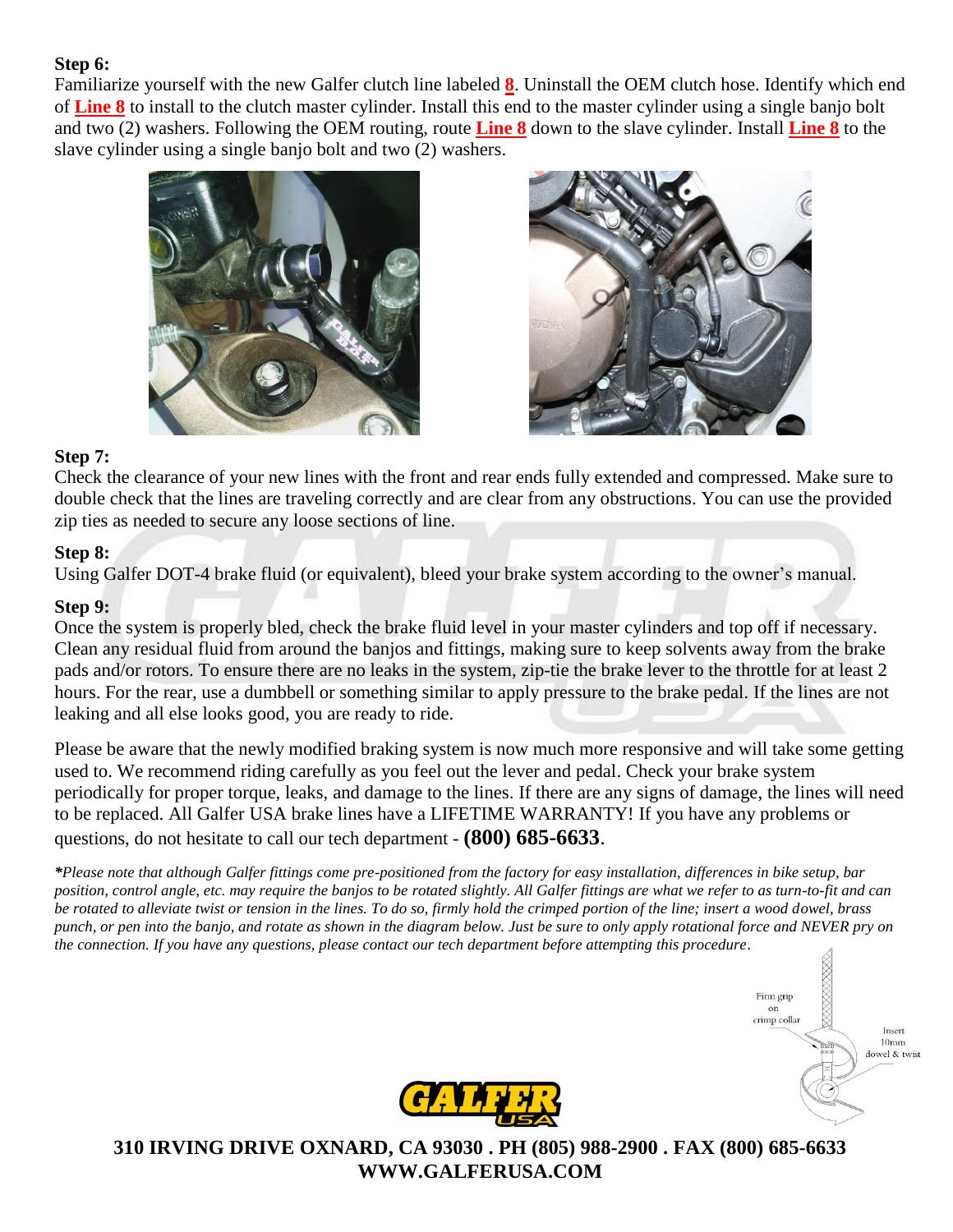**Step 6:**
Familiarize yourself with the new Galfer clutch line labeled **8**. Uninstall the OEM clutch hose. Identify which end of **Line 8** to install to the clutch master cylinder. Install this end to the master cylinder using a single banjo bolt and two (2) washers. Following the OEM routing, route **Line 8** down to the slave cylinder. Install **Line 8** to the slave cylinder using a single banjo bolt and two (2) washers.

**Step 7:**
Check the clearance of your new lines with the front and rear ends fully extended and compressed. Make sure to double check that the lines are traveling correctly and are clear from any obstructions. You can use the provided zip ties as needed to secure any loose sections of line.

**Step 8:**
Using Galfer DOT-4 brake fluid (or equivalent), bleed your brake system according to the owner's manual.

**Step 9:**
Once the system is properly bled, check the brake fluid level in your master cylinders and top off if necessary. Clean any residual fluid from around the banjos and fittings, making sure to keep solvents away from the brake pads and/or rotors. To ensure there are no leaks in the system, zip-tie the brake lever to the throttle for at least 2 hours. For the rear, use a dumbbell or something similar to apply pressure to the brake pedal. If the lines are not leaking and all else looks good, you are ready to ride.

Please be aware that the newly modified braking system is now much more responsive and will take some getting used to. We recommend riding carefully as you feel out the lever and pedal. Check your brake system periodically for proper torque, leaks, and damage to the lines. If there are any signs of damage, the lines will need to be replaced. All Galfer USA brake lines have a LIFETIME WARRANTY! If you have any problems or questions, do not hesitate to call our tech department - **(800) 685-6633**.

***Please note that although Galfer fittings come pre-positioned from the factory for easy installation, differences in bike setup, bar position, control angle, etc. may require the banjos to be rotated slightly. All Galfer fittings are what we refer to as turn-to-fit and can be rotated to alleviate twist or tension in the lines. To do so, firmly hold the crimped portion of the line; insert a wood dowel, brass punch, or pen into the banjo, and rotate as shown in the diagram below. Just be sure to only apply rotational force and NEVER pry on the connection. If you have any questions, please contact our tech department before attempting this procedure.***

Firm grip on crimp collar

Insert 10mm dowel & twist

**310 IRVING DRIVE OXNARD, CA 93030 . PH (805) 988-2900 . FAX (800) 685-6633**
**WWW.GALFERUSA.COM**